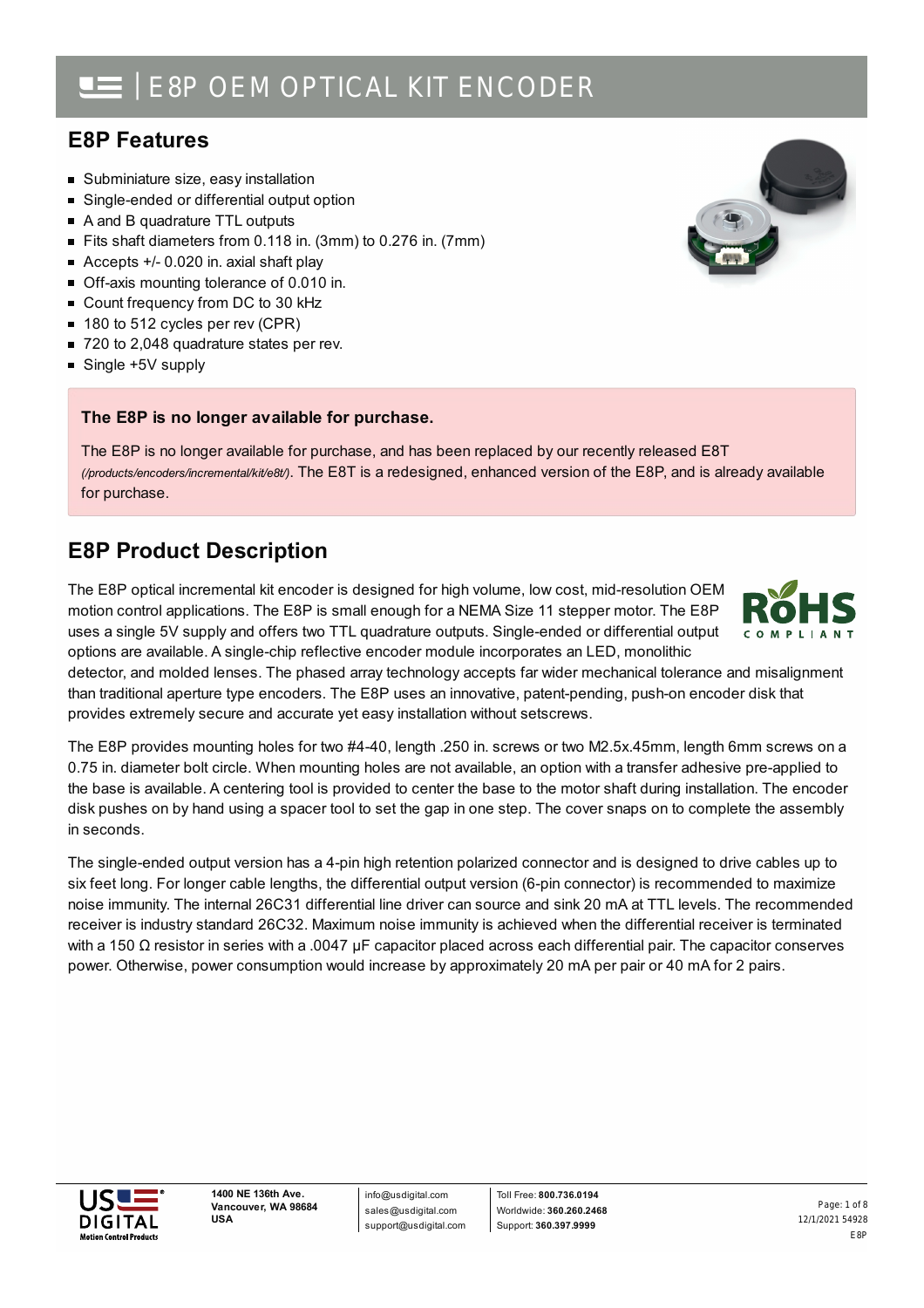# E8P OEM OPTICAL KIT ENCODER

## E8P Features

- Subminiature size, easy installation
- Single-ended or differential output option
- A and B quadrature TTL outputs
- Fits shaft diameters from 0.118 in. (3mm) to 0.276 in. (7mm)
- Accepts +/- 0.020 in. axial shaft play
- Off-axis mounting tolerance of 0.010 in.
- Count frequency from DC to 30 kHz
- 180 to 512 cycles per rev (CPR)
- 720 to 2,048 quadrature states per rev.
- Single +5V supply

**The E8P is no longer available for purchase.**

The E8P is no longer available for purchase, and has been replaced by our recently released E8T *(/products/encoders/incremental/kit/e8t/)*. The E8T is a redesigned, enhanced version of the E8P, and is already available for purchase.

## E8P Product Description

The E8P optical incremental kit encoder is designed for high volume, low cost, mid-resolution OEM motion control applications. The E8P is small enough for a NEMA Size 11 stepper motor. The E8P uses a single 5V supply and offers two TTL quadrature outputs. Single-ended or differential output options are available. A single-chip reflective encoder module incorporates an LED, monolithic detector, and molded lenses. The phased array technology accepts far wider mechanical tolerance and misalignment than traditional aperture type encoders. The E8P uses an innovative, patent-pending, push-on encoder disk that provides extremely secure and accurate yet easy installation without setscrews.

The E8P provides mounting holes for two #4-40, length .250 in. screws or two M2.5x.45mm, length 6mm screws on a 0.75 in. diameter bolt circle. When mounting holes are not available, an option with a transfer adhesive pre-applied to the base is available. A centering tool is provided to center the base to the motor shaft during installation. The encoder disk pushes on by hand using a spacer tool to set the gap in one step. The cover snaps on to complete the assembly in seconds.

The single-ended output version has a 4-pin high retention polarized connector and is designed to drive cables up to six feet long. For longer cable lengths, the differential output version (6-pin connector) is recommended to maximize noise immunity. The internal 26C31 differential line driver can source and sink 20 mA at TTL levels. The recommended receiver is industry standard 26C32. Maximum noise immunity is achieved when the differential receiver is terminated with a 150 Ω resistor in series with a .0047 µF capacitor placed across each differential pair. The capacitor conserves power. Otherwise, power consumption would increase by approximately 20 mA per pair or 40 mA for 2 pairs.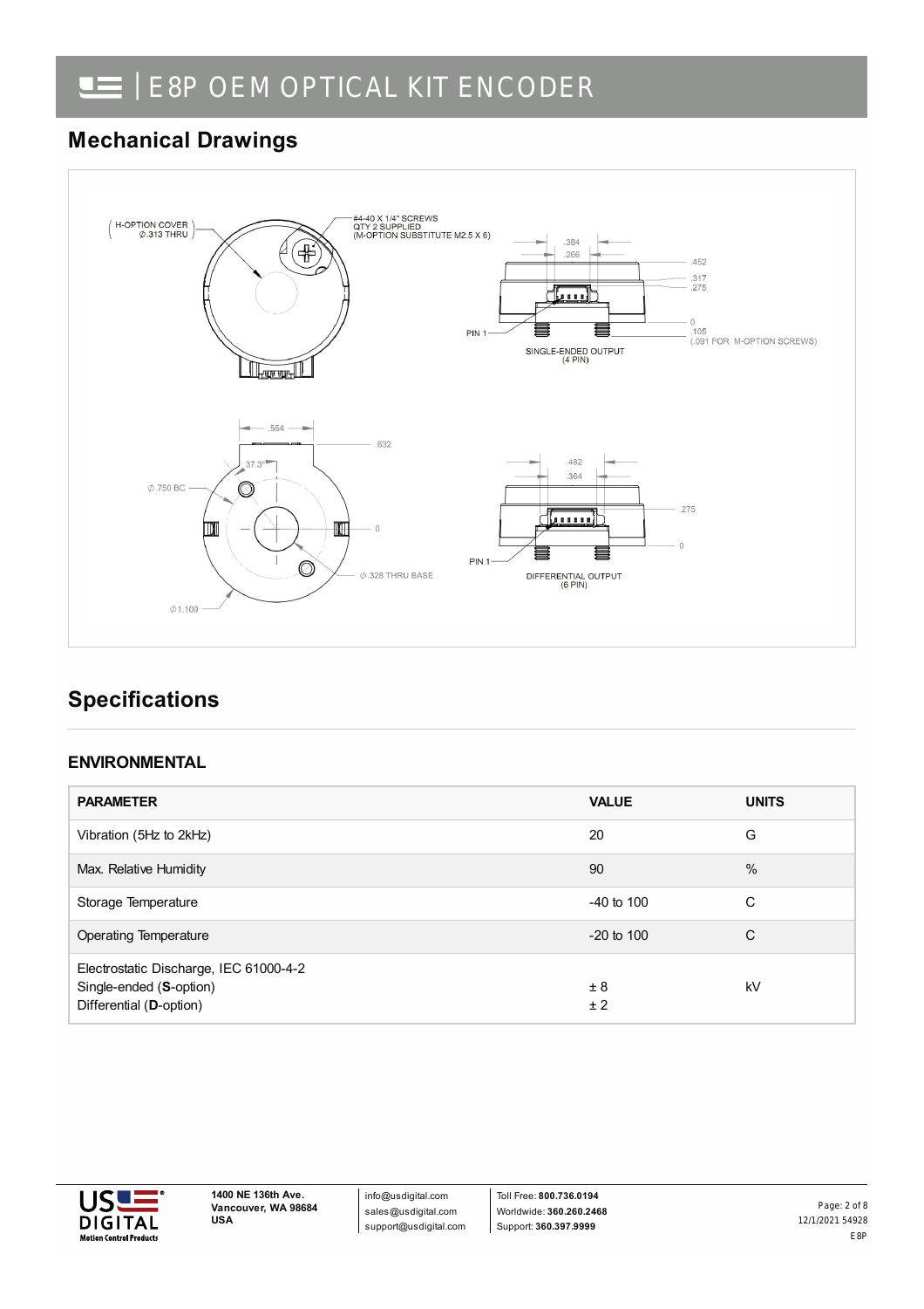## Mechanical Drawings

H-OPTION COVER
Ø.313 THRU

#4-40 X 1/4" SCREWS
QTY 2 SUPPLIED
(M-OPTION SUBSTITUTE M2.5 X 6)

.384
.266
.452
.317
.275
0
.105
(.091 FOR M-OPTION SCREWS)
PIN 1
SINGLE-ENDED OUTPUT
(4 PIN)

.554
.632
37.3°
Ø.750 BC
0
Ø.328 THRU BASE
Ø1.100

.482
.364
.275
0
PIN 1
DIFFERENTIAL OUTPUT
(6 PIN)

## Specifications

### ENVIRONMENTAL

| PARAMETER | VALUE | UNITS |
|---|---|---|
| Vibration (5Hz to 2kHz) | 20 | G |
| Max. Relative Humidity | 90 | % |
| Storage Temperature | -40 to 100 | C |
| Operating Temperature | -20 to 100 | C |
| Electrostatic Discharge, IEC 61000-4-2<br>Single-ended (**S**-option)<br>Differential (**D**-option) | <br>± 8<br>± 2 | kV |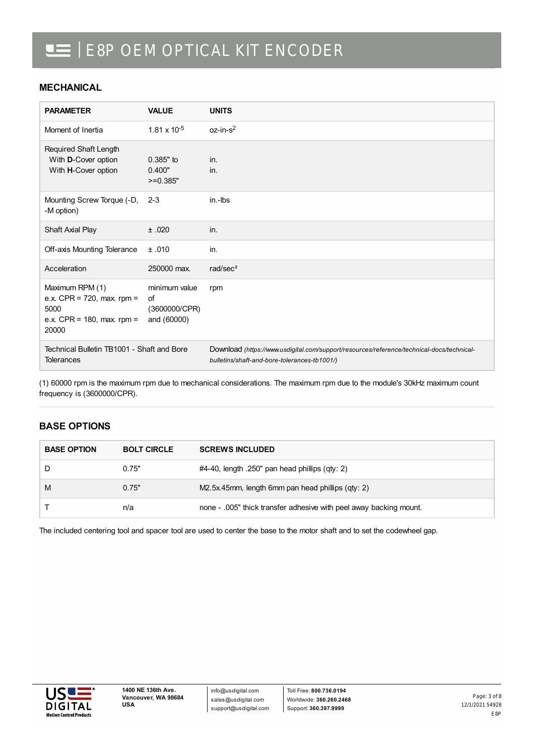## MECHANICAL

| PARAMETER | VALUE | UNITS |
|---|---|---|
| Moment of Inertia | $1.81 \times 10^{-5}$ | oz-in-$s^2$ |
| Required Shaft Length<br>With **D**-Cover option<br>With **H**-Cover option | 0.385" to 0.400"<br>>=0.385" | in.<br>in. |
| Mounting Screw Torque (-D, -M option) | 2-3 | in.-lbs |
| Shaft Axial Play | ± .020 | in. |
| Off-axis Mounting Tolerance | ± .010 | in. |
| Acceleration | 250000 max. | rad/sec² |
| Maximum RPM (1)<br>e.x. CPR = 720, max. rpm = 5000<br>e.x. CPR = 180, max. rpm = 20000 | minimum value of (3600000/CPR) and (60000) | rpm |
| Technical Bulletin TB1001 - Shaft and Bore Tolerances | | Download *(https://www.usdigital.com/support/resources/reference/technical-docs/technical-bulletins/shaft-and-bore-tolerances-tb1001/)* |

(1) 60000 rpm is the maximum rpm due to mechanical considerations. The maximum rpm due to the module's 30kHz maximum count frequency is (3600000/CPR).

## BASE OPTIONS

| BASE OPTION | BOLT CIRCLE | SCREWS INCLUDED |
|---|---|---|
| D | 0.75" | #4-40, length .250" pan head phillips (qty: 2) |
| M | 0.75" | M2.5x.45mm, length 6mm pan head phillips (qty: 2) |
| T | n/a | none - .005" thick transfer adhesive with peel away backing mount. |

The included centering tool and spacer tool are used to center the base to the motor shaft and to set the codewheel gap.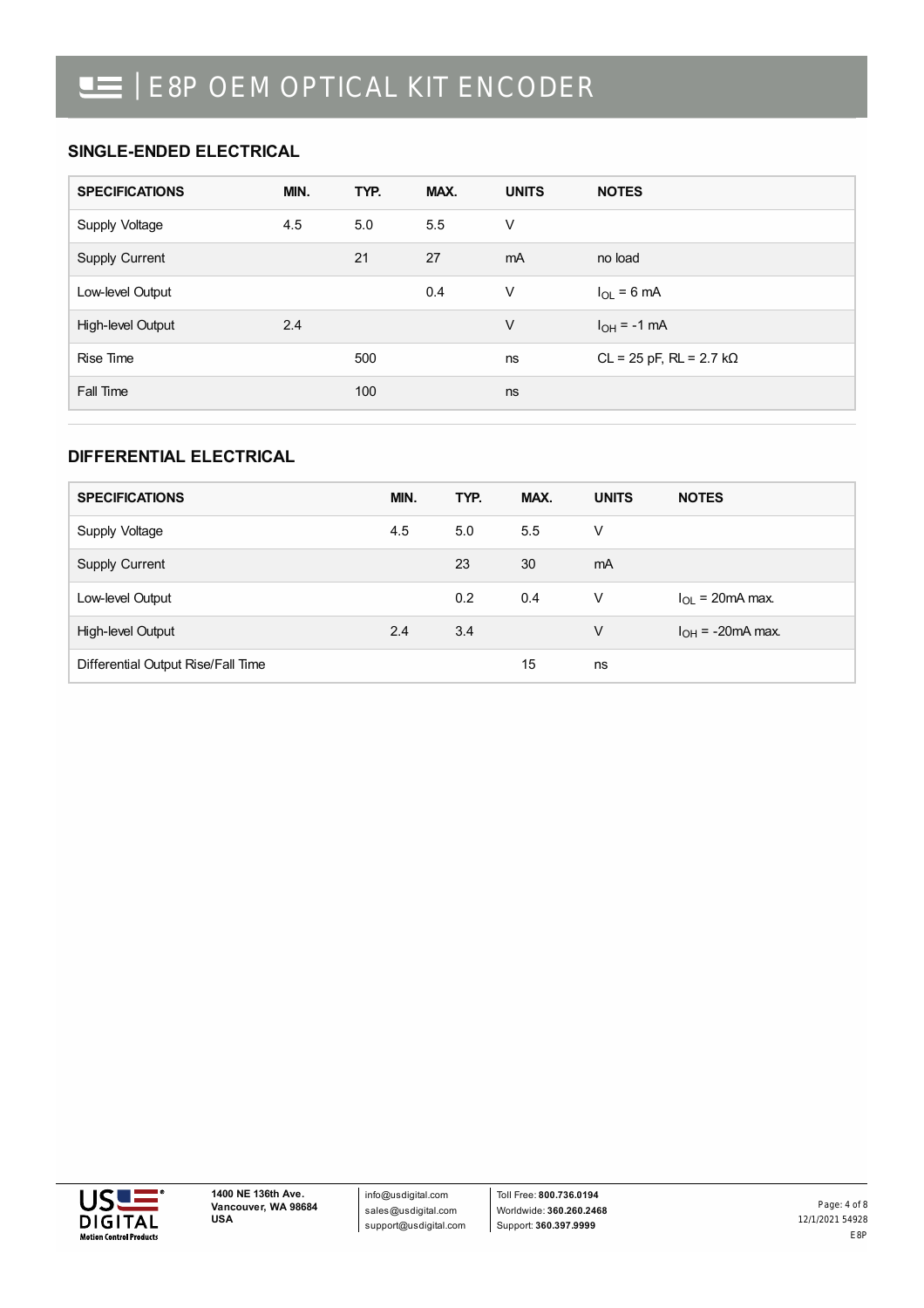## SINGLE-ENDED ELECTRICAL

| SPECIFICATIONS | MIN. | TYP. | MAX. | UNITS | NOTES |
|---|---|---|---|---|---|
| Supply Voltage | 4.5 | 5.0 | 5.5 | V | |
| Supply Current | | 21 | 27 | mA | no load |
| Low-level Output | | | 0.4 | V | $I_{OL}$ = 6 mA |
| High-level Output | 2.4 | | | V | $I_{OH}$ = -1 mA |
| Rise Time | | 500 | | ns | CL = 25 pF, RL = 2.7 kΩ |
| Fall Time | | 100 | | ns | |

## DIFFERENTIAL ELECTRICAL

| SPECIFICATIONS | MIN. | TYP. | MAX. | UNITS | NOTES |
|---|---|---|---|---|---|
| Supply Voltage | 4.5 | 5.0 | 5.5 | V | |
| Supply Current | | 23 | 30 | mA | |
| Low-level Output | | 0.2 | 0.4 | V | $I_{OL}$ = 20mA max. |
| High-level Output | 2.4 | 3.4 | | V | $I_{OH}$ = -20mA max. |
| Differential Output Rise/Fall Time | | | 15 | ns | |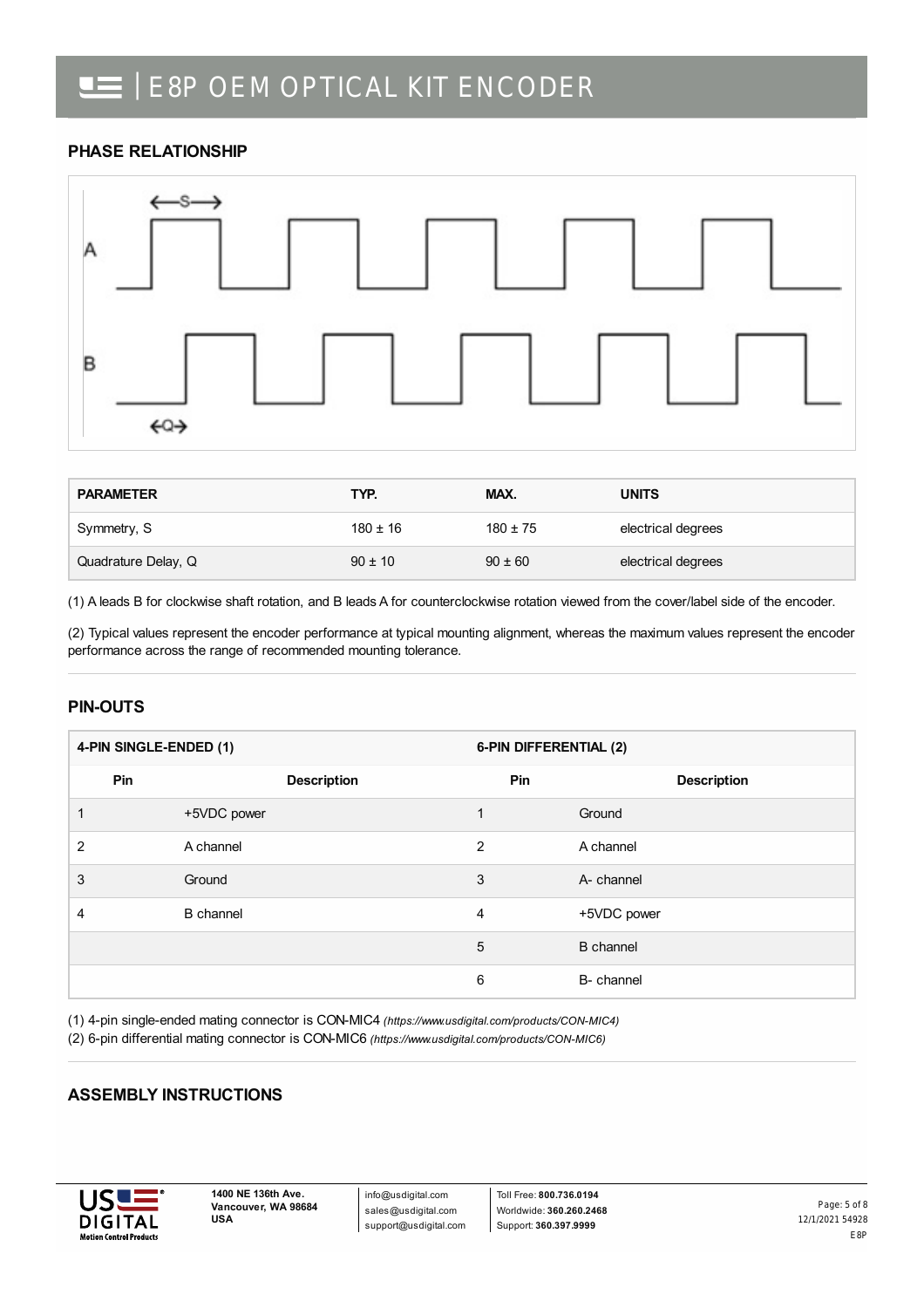## PHASE RELATIONSHIP

| PARAMETER | TYP. | MAX. | UNITS |
| --- | --- | --- | --- |
| Symmetry, S | 180 ± 16 | 180 ± 75 | electrical degrees |
| Quadrature Delay, Q | 90 ± 10 | 90 ± 60 | electrical degrees |

(1) A leads B for clockwise shaft rotation, and B leads A for counterclockwise rotation viewed from the cover/label side of the encoder.

(2) Typical values represent the encoder performance at typical mounting alignment, whereas the maximum values represent the encoder performance across the range of recommended mounting tolerance.

## PIN-OUTS

| 4-PIN SINGLE-ENDED (1) | | 6-PIN DIFFERENTIAL (2) | |
| --- | --- | --- | --- |
| Pin | Description | Pin | Description |
| 1 | +5VDC power | 1 | Ground |
| 2 | A channel | 2 | A channel |
| 3 | Ground | 3 | A- channel |
| 4 | B channel | 4 | +5VDC power |
| | | 5 | B channel |
| | | 6 | B- channel |

(1) 4-pin single-ended mating connector is CON-MIC4 *(https://www.usdigital.com/products/CON-MIC4)*
(2) 6-pin differential mating connector is CON-MIC6 *(https://www.usdigital.com/products/CON-MIC6)*

## ASSEMBLY INSTRUCTIONS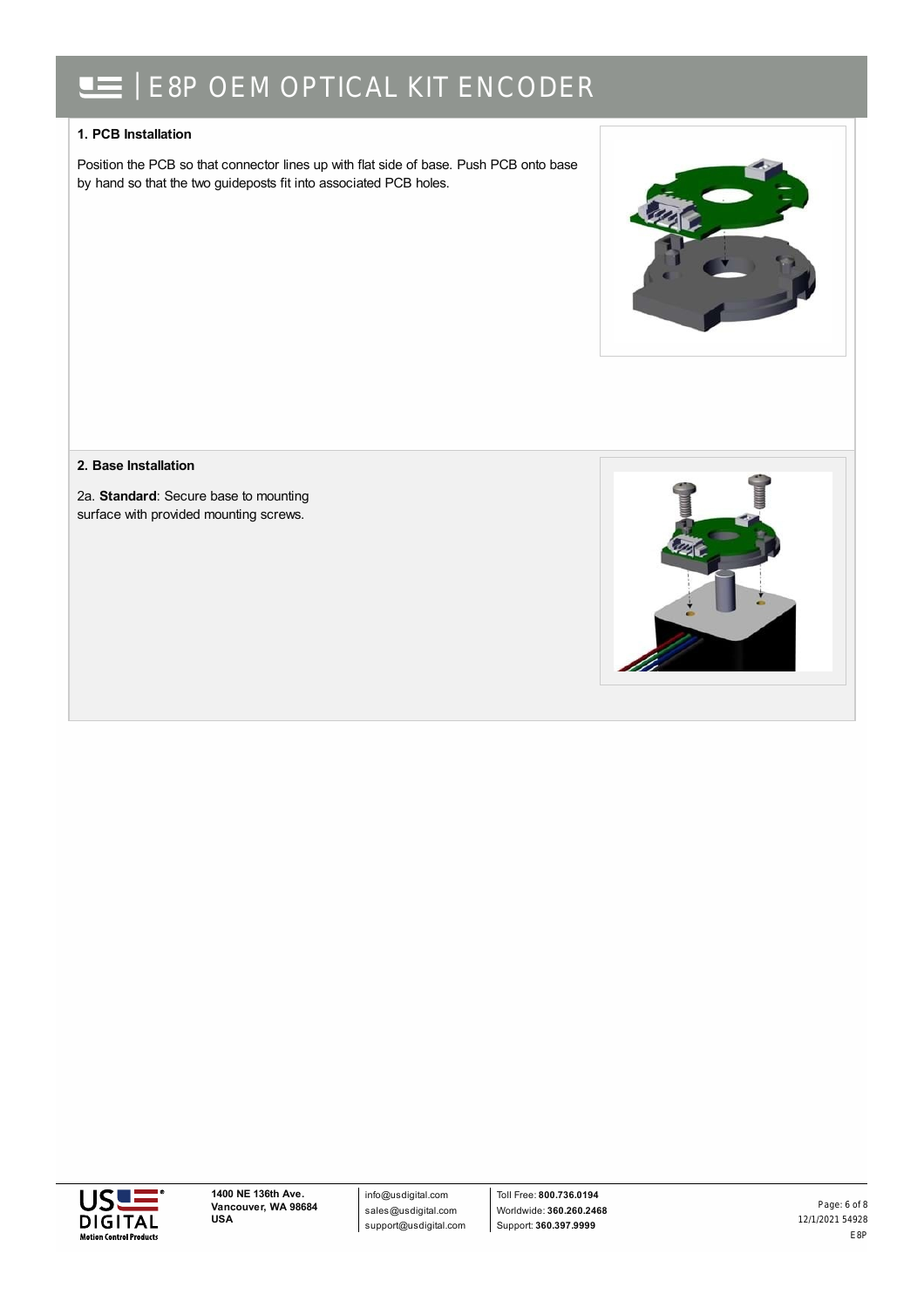### 1. PCB Installation

Position the PCB so that connector lines up with flat side of base. Push PCB onto base by hand so that the two guideposts fit into associated PCB holes.

### 2. Base Installation

2a. **Standard**: Secure base to mounting surface with provided mounting screws.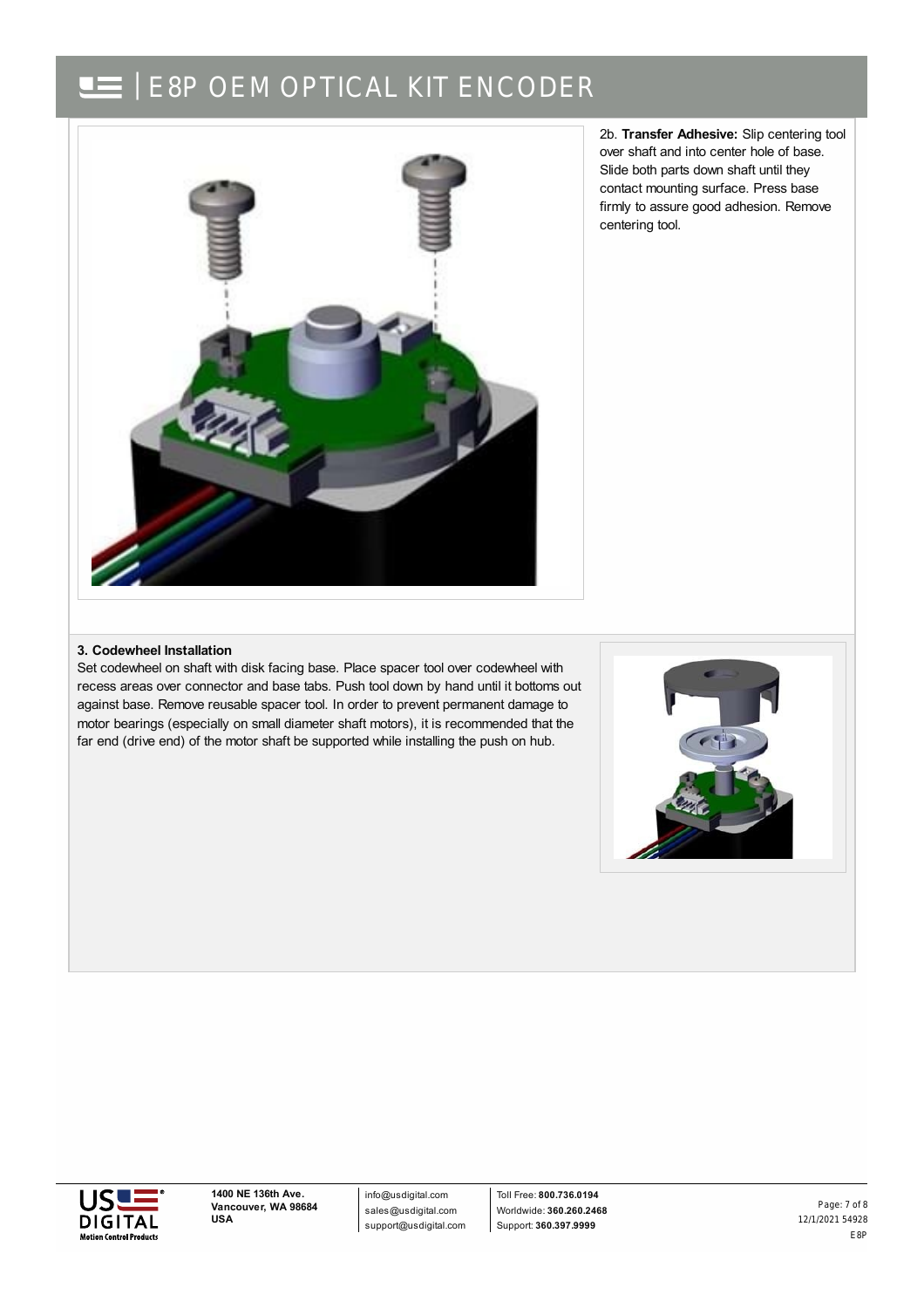2b. **Transfer Adhesive:** Slip centering tool over shaft and into center hole of base. Slide both parts down shaft until they contact mounting surface. Press base firmly to assure good adhesion. Remove centering tool.

**3. Codewheel Installation**

Set codewheel on shaft with disk facing base. Place spacer tool over codewheel with recess areas over connector and base tabs. Push tool down by hand until it bottoms out against base. Remove reusable spacer tool. In order to prevent permanent damage to motor bearings (especially on small diameter shaft motors), it is recommended that the far end (drive end) of the motor shaft be supported while installing the push on hub.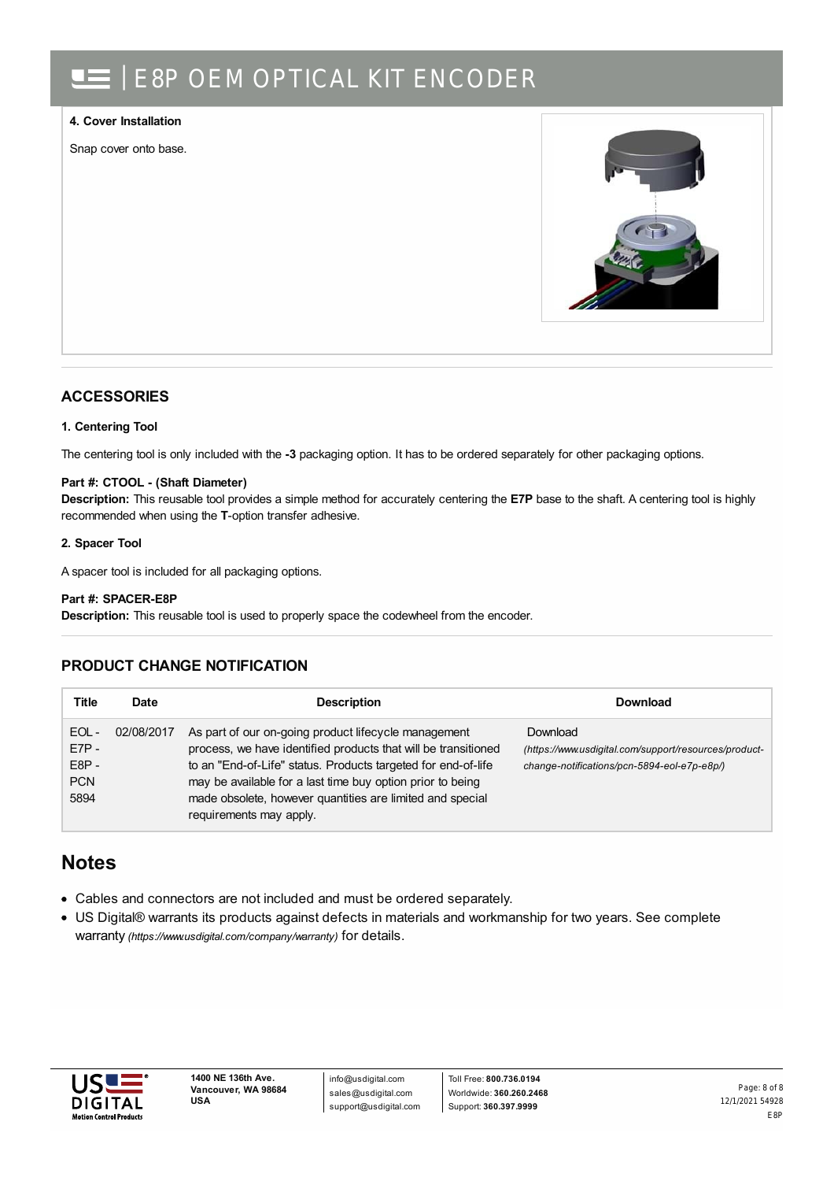#### 4. Cover Installation

Snap cover onto base.

## ACCESSORIES

#### 1. Centering Tool

The centering tool is only included with the **-3** packaging option. It has to be ordered separately for other packaging options.

**Part #: CTOOL - (Shaft Diameter)**
**Description:** This reusable tool provides a simple method for accurately centering the **E7P** base to the shaft. A centering tool is highly recommended when using the **T**-option transfer adhesive.

#### 2. Spacer Tool

A spacer tool is included for all packaging options.

**Part #: SPACER-E8P**
**Description:** This reusable tool is used to properly space the codewheel from the encoder.

## PRODUCT CHANGE NOTIFICATION

| Title | Date | Description | Download |
|---|---|---|---|
| EOL - E7P - E8P - PCN 5894 | 02/08/2017 | As part of our on-going product lifecycle management process, we have identified products that will be transitioned to an "End-of-Life" status. Products targeted for end-of-life may be available for a last time buy option prior to being made obsolete, however quantities are limited and special requirements may apply. | Download *(https://www.usdigital.com/support/resources/product-change-notifications/pcn-5894-eol-e7p-e8p/)* |

# Notes

- Cables and connectors are not included and must be ordered separately.
- US Digital® warrants its products against defects in materials and workmanship for two years. See complete warranty *(https://www.usdigital.com/company/warranty)* for details.